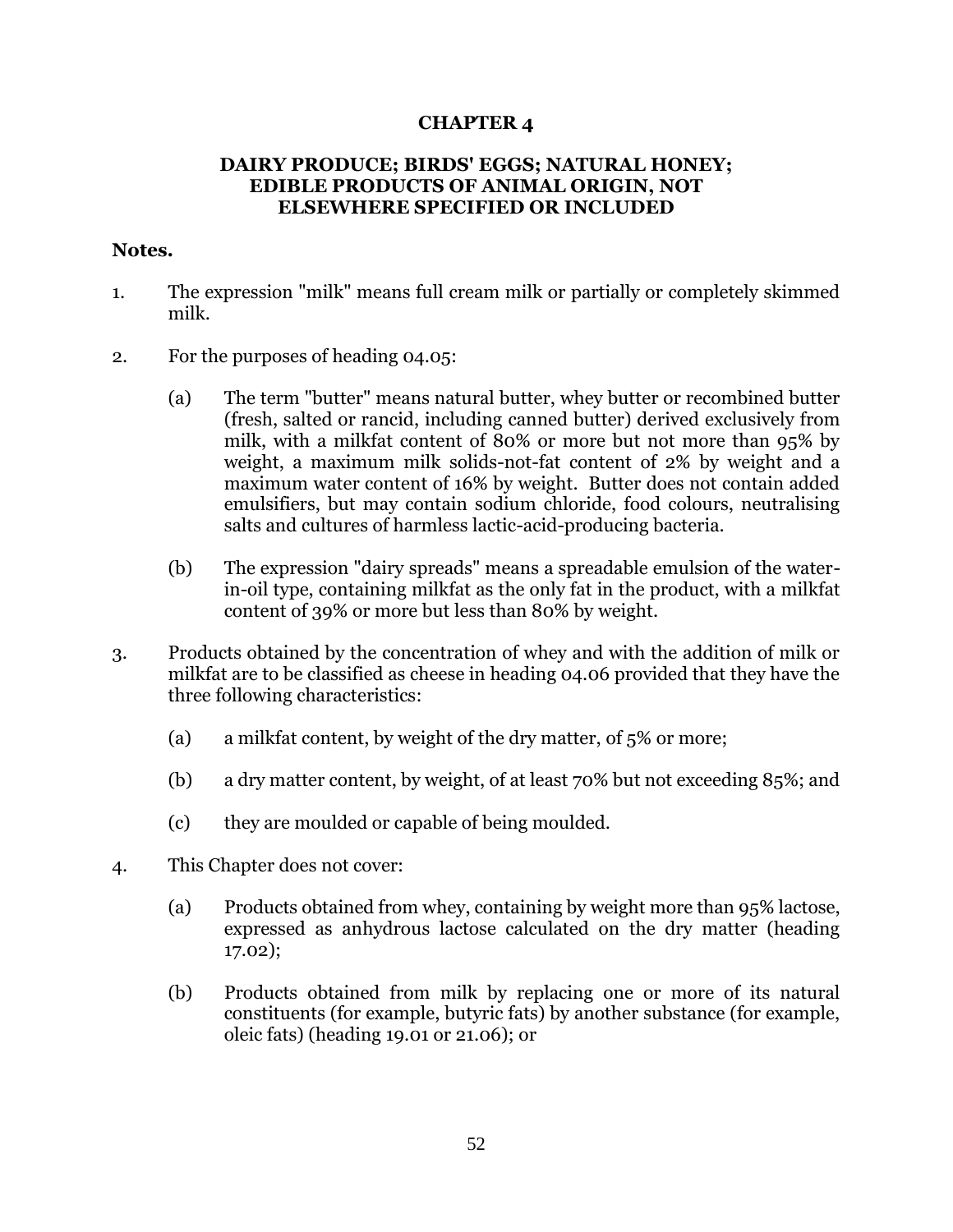# CHAPTER 4

## DAIRY PRODUCE; BIRDS' EGGS; NATURAL HONEY; EDIBLE PRODUCTS OF ANIMAL ORIGIN, NOT ELSEWHERE SPECIFIED OR INCLUDED

**Notes.**

1. The expression "milk" means full cream milk or partially or completely skimmed milk.

2. For the purposes of heading 04.05:

   (a) The term "butter" means natural butter, whey butter or recombined butter (fresh, salted or rancid, including canned butter) derived exclusively from milk, with a milkfat content of 80% or more but not more than 95% by weight, a maximum milk solids-not-fat content of 2% by weight and a maximum water content of 16% by weight. Butter does not contain added emulsifiers, but may contain sodium chloride, food colours, neutralising salts and cultures of harmless lactic-acid-producing bacteria.

   (b) The expression "dairy spreads" means a spreadable emulsion of the water-in-oil type, containing milkfat as the only fat in the product, with a milkfat content of 39% or more but less than 80% by weight.

3. Products obtained by the concentration of whey and with the addition of milk or milkfat are to be classified as cheese in heading 04.06 provided that they have the three following characteristics:

   (a) a milkfat content, by weight of the dry matter, of 5% or more;

   (b) a dry matter content, by weight, of at least 70% but not exceeding 85%; and

   (c) they are moulded or capable of being moulded.

4. This Chapter does not cover:

   (a) Products obtained from whey, containing by weight more than 95% lactose, expressed as anhydrous lactose calculated on the dry matter (heading 17.02);

   (b) Products obtained from milk by replacing one or more of its natural constituents (for example, butyric fats) by another substance (for example, oleic fats) (heading 19.01 or 21.06); or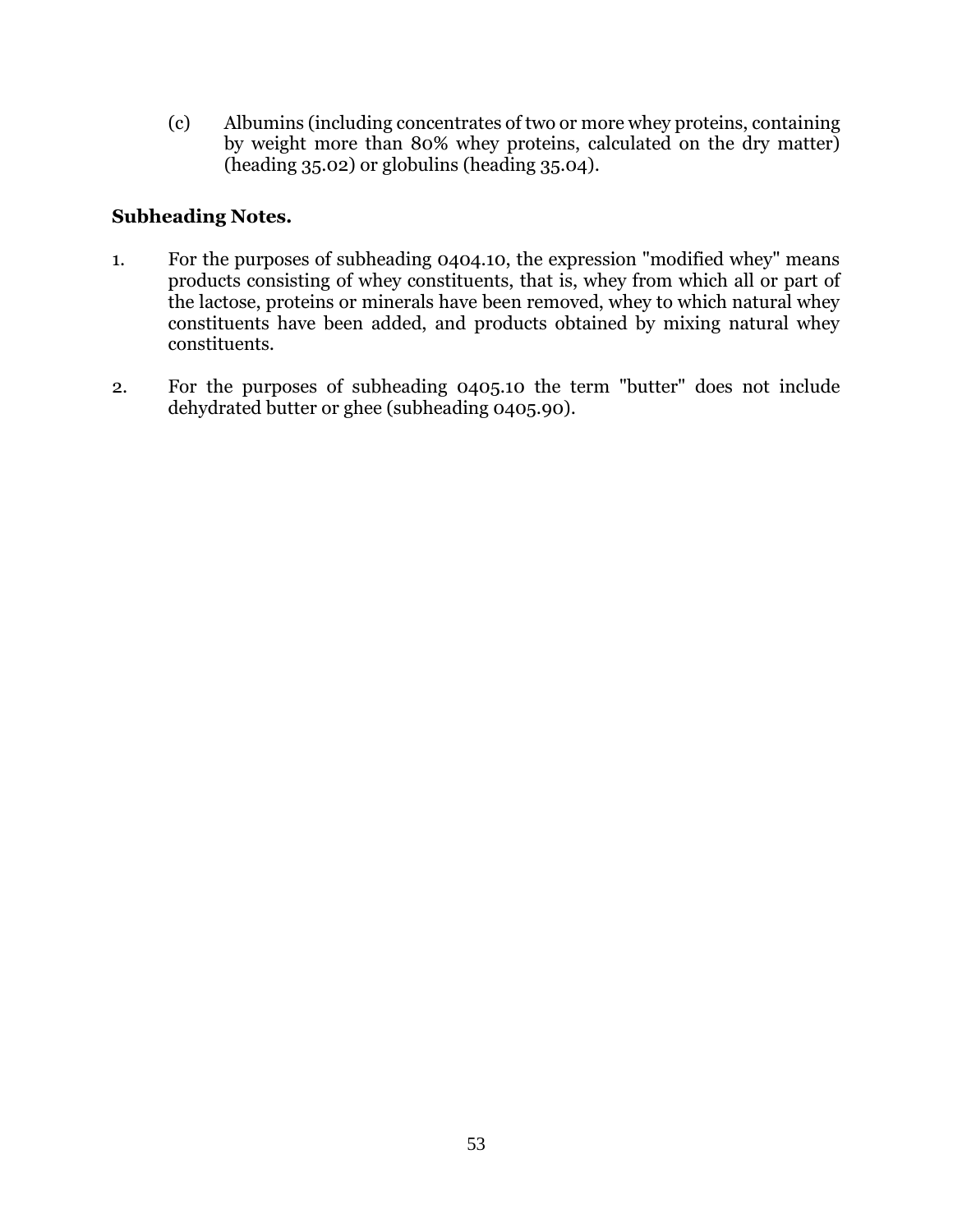(c) Albumins (including concentrates of two or more whey proteins, containing by weight more than 80% whey proteins, calculated on the dry matter) (heading 35.02) or globulins (heading 35.04).

**Subheading Notes.**

1. For the purposes of subheading 0404.10, the expression "modified whey" means products consisting of whey constituents, that is, whey from which all or part of the lactose, proteins or minerals have been removed, whey to which natural whey constituents have been added, and products obtained by mixing natural whey constituents.

2. For the purposes of subheading 0405.10 the term "butter" does not include dehydrated butter or ghee (subheading 0405.90).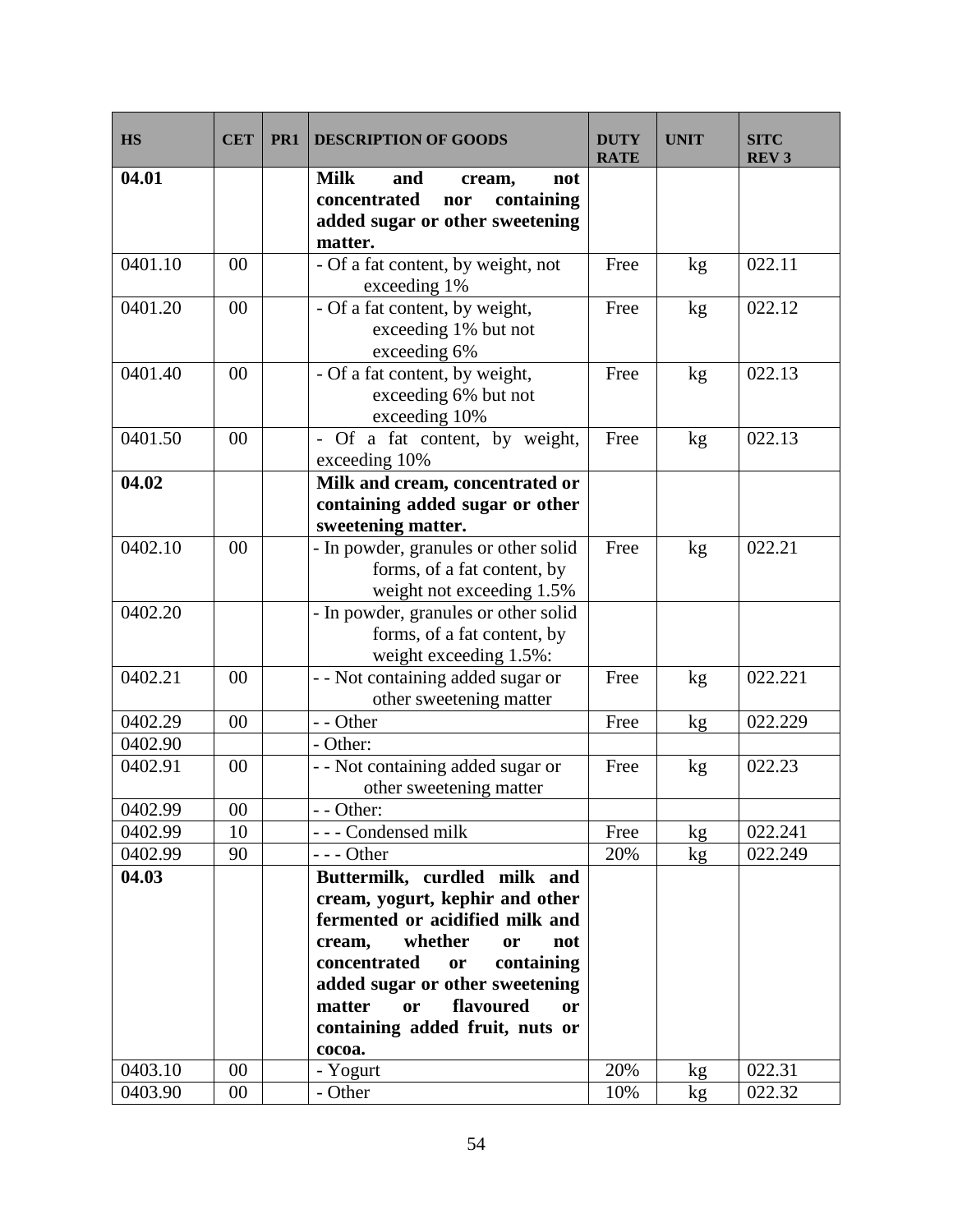| HS | CET | PR1 | DESCRIPTION OF GOODS | DUTY RATE | UNIT | SITC REV 3 |
|---|---|---|---|---|---|---|
| **04.01** | | | **Milk and cream, not concentrated nor containing added sugar or other sweetening matter.** | | | |
| 0401.10 | 00 | | - Of a fat content, by weight, not exceeding 1% | Free | kg | 022.11 |
| 0401.20 | 00 | | - Of a fat content, by weight, exceeding 1% but not exceeding 6% | Free | kg | 022.12 |
| 0401.40 | 00 | | - Of a fat content, by weight, exceeding 6% but not exceeding 10% | Free | kg | 022.13 |
| 0401.50 | 00 | | - Of a fat content, by weight, exceeding 10% | Free | kg | 022.13 |
| **04.02** | | | **Milk and cream, concentrated or containing added sugar or other sweetening matter.** | | | |
| 0402.10 | 00 | | - In powder, granules or other solid forms, of a fat content, by weight not exceeding 1.5% | Free | kg | 022.21 |
| 0402.20 | | | - In powder, granules or other solid forms, of a fat content, by weight exceeding 1.5%: | | | |
| 0402.21 | 00 | | - - Not containing added sugar or other sweetening matter | Free | kg | 022.221 |
| 0402.29 | 00 | | - - Other | Free | kg | 022.229 |
| 0402.90 | | | - Other: | | | |
| 0402.91 | 00 | | - - Not containing added sugar or other sweetening matter | Free | kg | 022.23 |
| 0402.99 | 00 | | - - Other: | | | |
| 0402.99 | 10 | | - - - Condensed milk | Free | kg | 022.241 |
| 0402.99 | 90 | | - - - Other | 20% | kg | 022.249 |
| **04.03** | | | **Buttermilk, curdled milk and cream, yogurt, kephir and other fermented or acidified milk and cream, whether or not concentrated or containing added sugar or other sweetening matter or flavoured or containing added fruit, nuts or cocoa.** | | | |
| 0403.10 | 00 | | - Yogurt | 20% | kg | 022.31 |
| 0403.90 | 00 | | - Other | 10% | kg | 022.32 |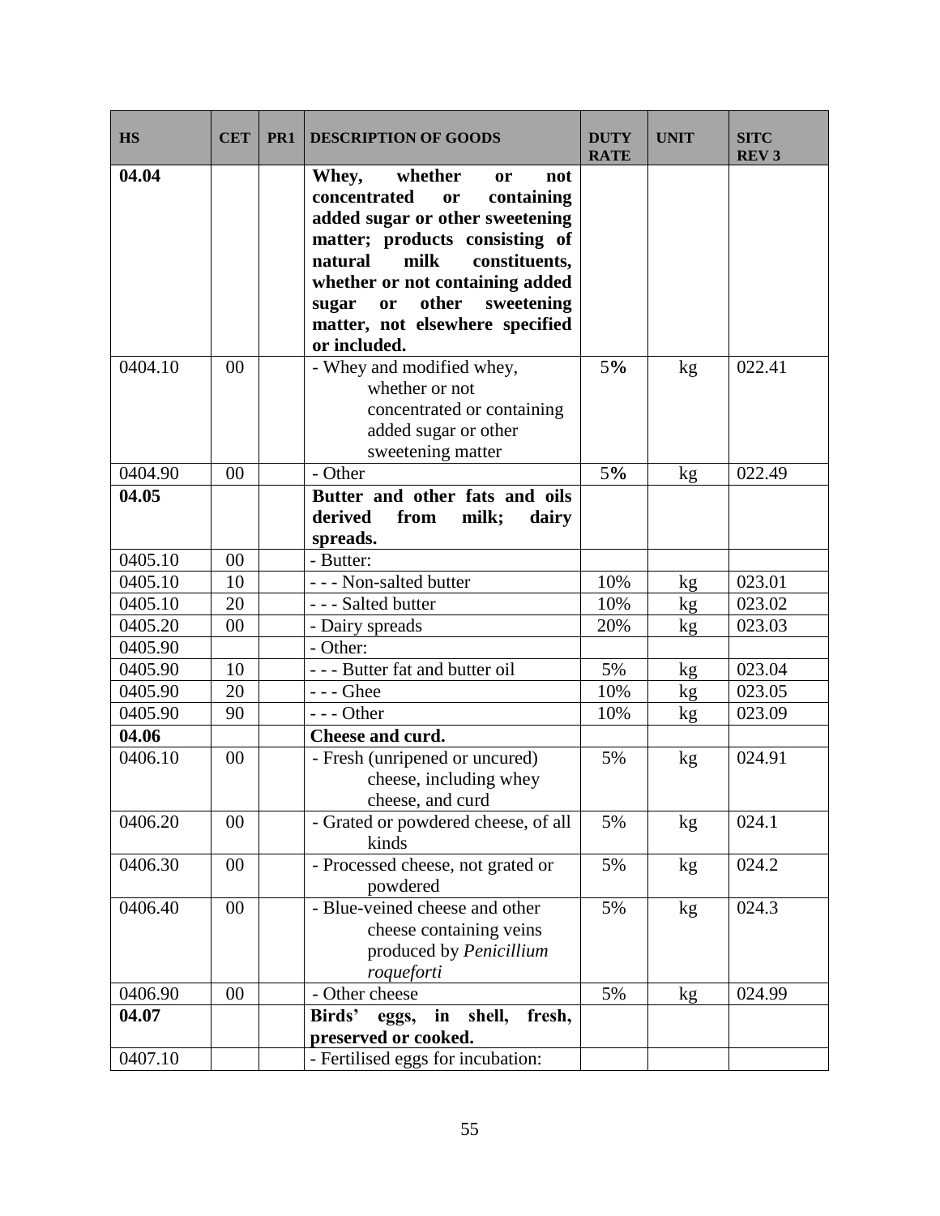| HS | CET | PR1 | DESCRIPTION OF GOODS | DUTY RATE | UNIT | SITC REV 3 |
|---|---|---|---|---|---|---|
| **04.04** | | | **Whey, whether or not concentrated or containing added sugar or other sweetening matter; products consisting of natural milk constituents, whether or not containing added sugar or other sweetening matter, not elsewhere specified or included.** | | | |
| 0404.10 | 00 | | - Whey and modified whey, whether or not concentrated or containing added sugar or other sweetening matter | 5% | kg | 022.41 |
| 0404.90 | 00 | | - Other | 5% | kg | 022.49 |
| **04.05** | | | **Butter and other fats and oils derived from milk; dairy spreads.** | | | |
| 0405.10 | 00 | | - Butter: | | | |
| 0405.10 | 10 | | - - - Non-salted butter | 10% | kg | 023.01 |
| 0405.10 | 20 | | - - - Salted butter | 10% | kg | 023.02 |
| 0405.20 | 00 | | - Dairy spreads | 20% | kg | 023.03 |
| 0405.90 | | | - Other: | | | |
| 0405.90 | 10 | | - - - Butter fat and butter oil | 5% | kg | 023.04 |
| 0405.90 | 20 | | - - - Ghee | 10% | kg | 023.05 |
| 0405.90 | 90 | | - - - Other | 10% | kg | 023.09 |
| **04.06** | | | **Cheese and curd.** | | | |
| 0406.10 | 00 | | - Fresh (unripened or uncured) cheese, including whey cheese, and curd | 5% | kg | 024.91 |
| 0406.20 | 00 | | - Grated or powdered cheese, of all kinds | 5% | kg | 024.1 |
| 0406.30 | 00 | | - Processed cheese, not grated or powdered | 5% | kg | 024.2 |
| 0406.40 | 00 | | - Blue-veined cheese and other cheese containing veins produced by *Penicillium roqueforti* | 5% | kg | 024.3 |
| 0406.90 | 00 | | - Other cheese | 5% | kg | 024.99 |
| **04.07** | | | **Birds' eggs, in shell, fresh, preserved or cooked.** | | | |
| 0407.10 | | | - Fertilised eggs for incubation: | | | |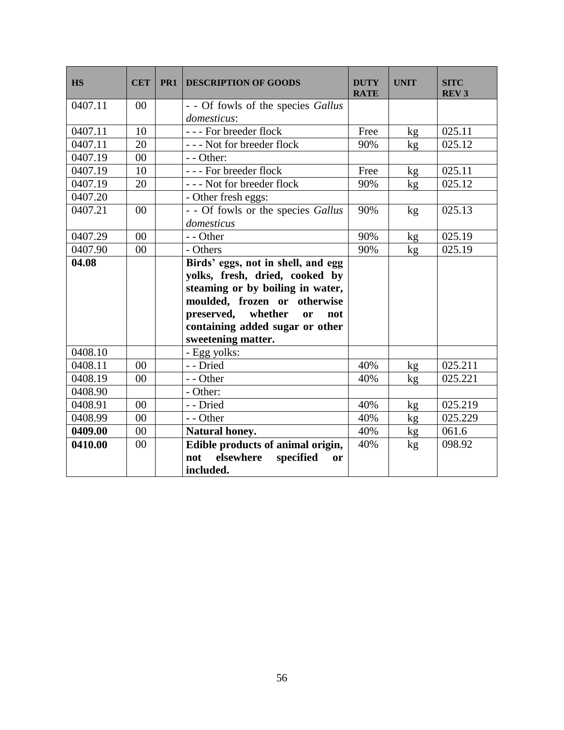| HS | CET | PR1 | DESCRIPTION OF GOODS | DUTY RATE | UNIT | SITC REV 3 |
|---|---|---|---|---|---|---|
| 0407.11 | 00 | | - - Of fowls of the species *Gallus domesticus*: | | | |
| 0407.11 | 10 | | - - - For breeder flock | Free | kg | 025.11 |
| 0407.11 | 20 | | - - - Not for breeder flock | 90% | kg | 025.12 |
| 0407.19 | 00 | | - - Other: | | | |
| 0407.19 | 10 | | - - - For breeder flock | Free | kg | 025.11 |
| 0407.19 | 20 | | - - - Not for breeder flock | 90% | kg | 025.12 |
| 0407.20 | | | - Other fresh eggs: | | | |
| 0407.21 | 00 | | - - Of fowls or the species *Gallus domesticus* | 90% | kg | 025.13 |
| 0407.29 | 00 | | - - Other | 90% | kg | 025.19 |
| 0407.90 | 00 | | - Others | 90% | kg | 025.19 |
| **04.08** | | | **Birds' eggs, not in shell, and egg yolks, fresh, dried, cooked by steaming or by boiling in water, moulded, frozen or otherwise preserved, whether or not containing added sugar or other sweetening matter.** | | | |
| 0408.10 | | | - Egg yolks: | | | |
| 0408.11 | 00 | | - - Dried | 40% | kg | 025.211 |
| 0408.19 | 00 | | - - Other | 40% | kg | 025.221 |
| 0408.90 | | | - Other: | | | |
| 0408.91 | 00 | | - - Dried | 40% | kg | 025.219 |
| 0408.99 | 00 | | - - Other | 40% | kg | 025.229 |
| **0409.00** | 00 | | **Natural honey.** | 40% | kg | 061.6 |
| **0410.00** | 00 | | **Edible products of animal origin, not elsewhere specified or included.** | 40% | kg | 098.92 |